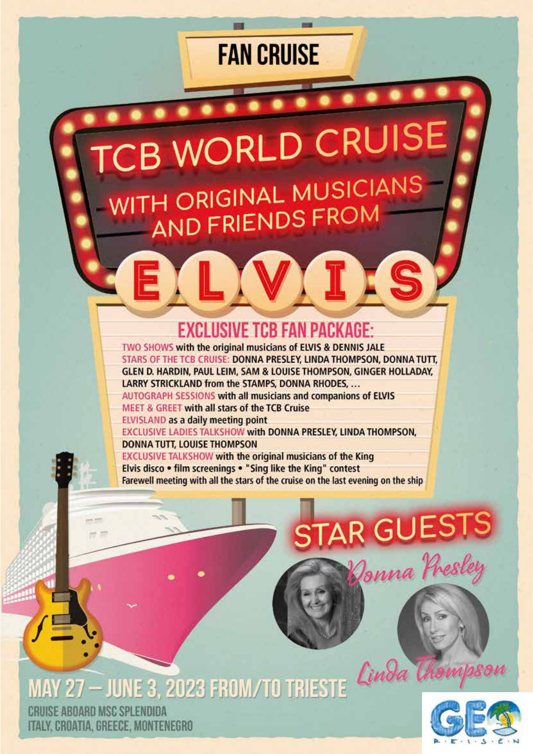# FAN CRUISE

# TCB WORLD CRUISE

## WITH ORIGINAL MUSICIANS AND FRIENDS FROM

# ELVIS

## EXCLUSIVE TCB FAN PACKAGE:

TWO SHOWS with the original musicians of ELVIS & DENNIS JALE

STARS OF THE TCB CRUISE: DONNA PRESLEY, LINDA THOMPSON, DONNA TUTT, GLEN D. HARDIN, PAUL LEIM, SAM & LOUISE THOMPSON, GINGER HOLLADAY, LARRY STRICKLAND from the STAMPS, DONNA RHODES, ...

AUTOGRAPH SESSIONS with all musicians and companions of ELVIS

MEET & GREET with all stars of the TCB Cruise

ELVISLAND as a daily meeting point

EXCLUSIVE LADIES TALKSHOW with DONNA PRESLEY, LINDA THOMPSON, DONNA TUTT, LOUISE THOMPSON

EXCLUSIVE TALKSHOW with the original musicians of the King

Elvis disco • film screenings • "Sing like the King" contest

Farewell meeting with all the stars of the cruise on the last evening on the ship

## STAR GUESTS

Donna Presley

Linda Thompson

## MAY 27 – JUNE 3, 2023 FROM/TO TRIESTE

CRUISE ABOARD MSC SPLENDIDA
ITALY, CROATIA, GREECE, MONTENEGRO

GEO R·E·I·S·E·N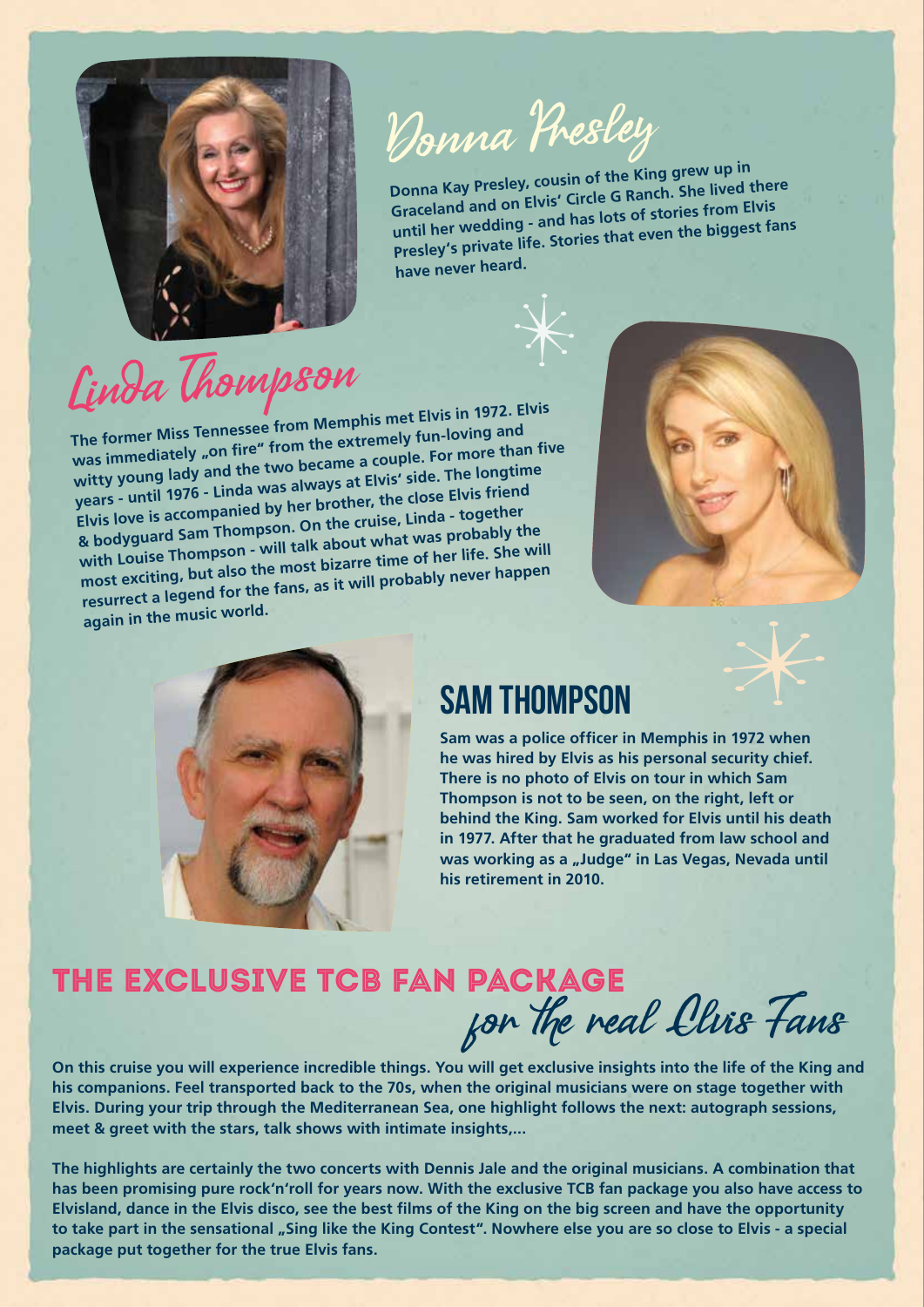## Donna Presley

**Donna Kay Presley, cousin of the King grew up in Graceland and on Elvis' Circle G Ranch. She lived there until her wedding - and has lots of stories from Elvis Presley's private life. Stories that even the biggest fans have never heard.**

## Linda Thompson

**The former Miss Tennessee from Memphis met Elvis in 1972. Elvis was immediately „on fire" from the extremely fun-loving and witty young lady and the two became a couple. For more than five years - until 1976 - Linda was always at Elvis' side. The longtime Elvis love is accompanied by her brother, the close Elvis friend & bodyguard Sam Thompson. On the cruise, Linda - together with Louise Thompson - will talk about what was probably the most exciting, but also the most bizarre time of her life. She will resurrect a legend for the fans, as it will probably never happen again in the music world.**

## SAM THOMPSON

**Sam was a police officer in Memphis in 1972 when he was hired by Elvis as his personal security chief. There is no photo of Elvis on tour in which Sam Thompson is not to be seen, on the right, left or behind the King. Sam worked for Elvis until his death in 1977. After that he graduated from law school and was working as a „Judge" in Las Vegas, Nevada until his retirement in 2010.**

## THE EXCLUSIVE TCB FAN PACKAGE *for the real Elvis Fans*

**On this cruise you will experience incredible things. You will get exclusive insights into the life of the King and his companions. Feel transported back to the 70s, when the original musicians were on stage together with Elvis. During your trip through the Mediterranean Sea, one highlight follows the next: autograph sessions, meet & greet with the stars, talk shows with intimate insights,...**

**The highlights are certainly the two concerts with Dennis Jale and the original musicians. A combination that has been promising pure rock'n'roll for years now. With the exclusive TCB fan package you also have access to Elvisland, dance in the Elvis disco, see the best films of the King on the big screen and have the opportunity to take part in the sensational „Sing like the King Contest". Nowhere else you are so close to Elvis - a special package put together for the true Elvis fans.**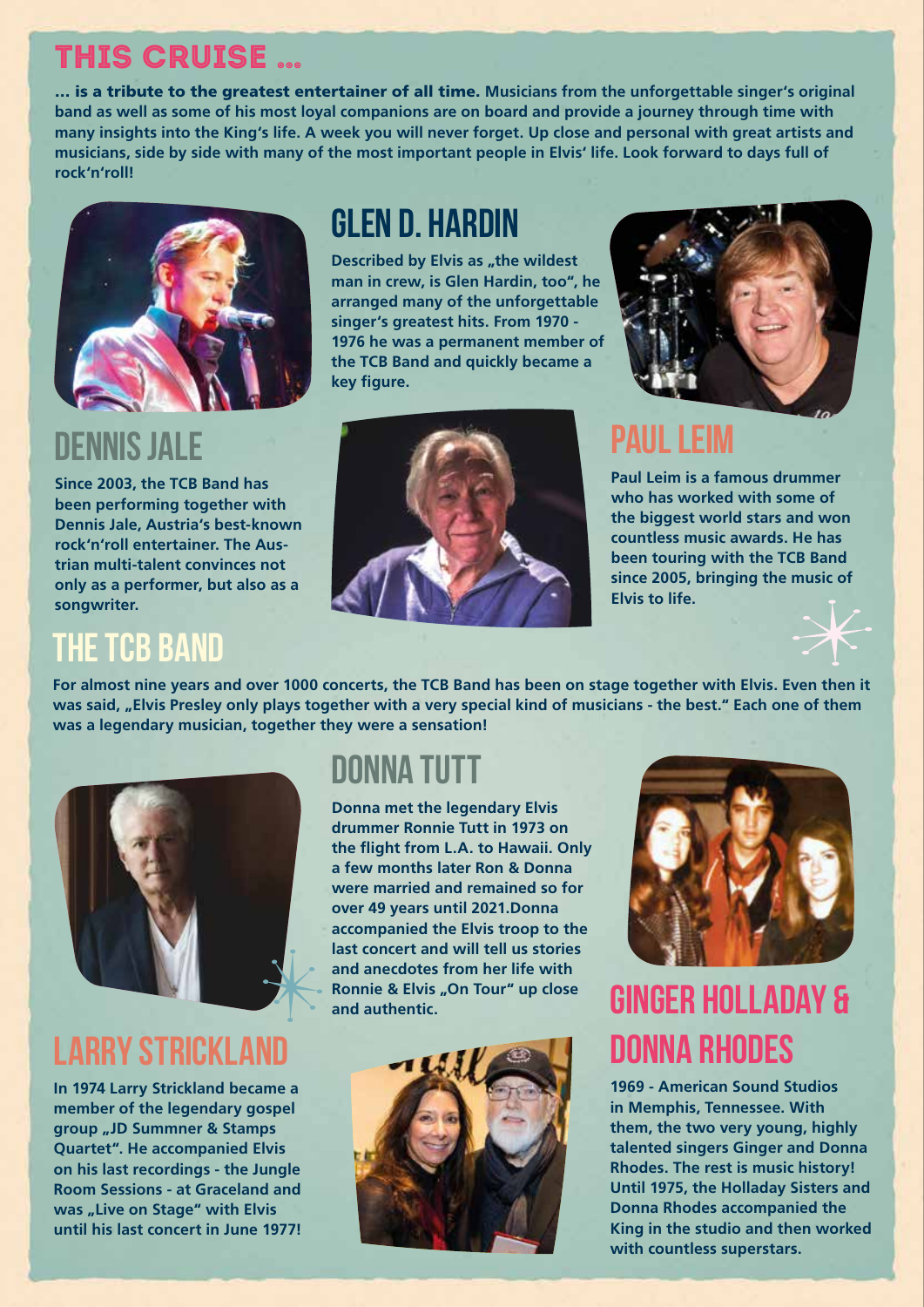## THIS CRUISE ...

**... is a tribute to the greatest entertainer of all time. Musicians from the unforgettable singer's original band as well as some of his most loyal companions are on board and provide a journey through time with many insights into the King's life. A week you will never forget. Up close and personal with great artists and musicians, side by side with many of the most important people in Elvis' life. Look forward to days full of rock'n'roll!**

## GLEN D. HARDIN

**Described by Elvis as „the wildest man in crew, is Glen Hardin, too", he arranged many of the unforgettable singer's greatest hits. From 1970 - 1976 he was a permanent member of the TCB Band and quickly became a key figure.**

## DENNIS JALE

**Since 2003, the TCB Band has been performing together with Dennis Jale, Austria's best-known rock'n'roll entertainer. The Austrian multi-talent convinces not only as a performer, but also as a songwriter.**

## PAUL LEIM

**Paul Leim is a famous drummer who has worked with some of the biggest world stars and won countless music awards. He has been touring with the TCB Band since 2005, bringing the music of Elvis to life.**

## THE TCB BAND

**For almost nine years and over 1000 concerts, the TCB Band has been on stage together with Elvis. Even then it was said, „Elvis Presley only plays together with a very special kind of musicians - the best." Each one of them was a legendary musician, together they were a sensation!**

## DONNA TUTT

**Donna met the legendary Elvis drummer Ronnie Tutt in 1973 on the flight from L.A. to Hawaii. Only a few months later Ron & Donna were married and remained so for over 49 years until 2021.Donna accompanied the Elvis troop to the last concert and will tell us stories and anecdotes from her life with Ronnie & Elvis „On Tour" up close and authentic.**

## LARRY STRICKLAND

**In 1974 Larry Strickland became a member of the legendary gospel group „JD Summner & Stamps Quartet". He accompanied Elvis on his last recordings - the Jungle Room Sessions - at Graceland and was „Live on Stage" with Elvis until his last concert in June 1977!**

## GINGER HOLLADAY & DONNA RHODES

**1969 - American Sound Studios in Memphis, Tennessee. With them, the two very young, highly talented singers Ginger and Donna Rhodes. The rest is music history! Until 1975, the Holladay Sisters and Donna Rhodes accompanied the King in the studio and then worked with countless superstars.**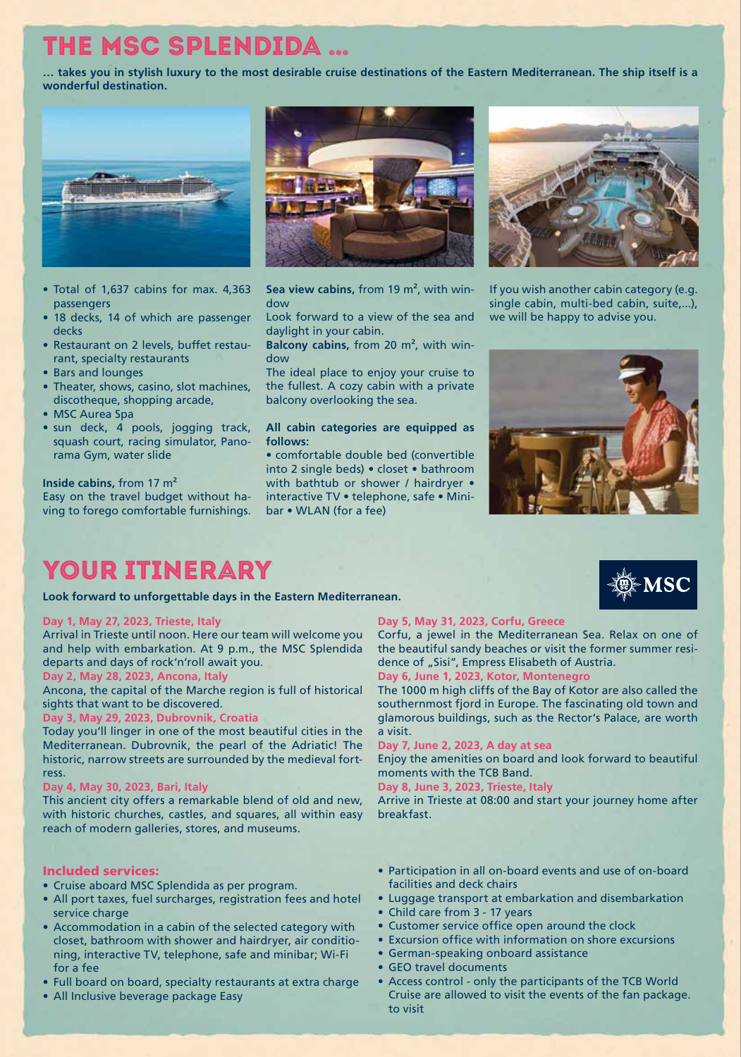# THE MSC SPLENDIDA ...

**... takes you in stylish luxury to the most desirable cruise destinations of the Eastern Mediterranean. The ship itself is a wonderful destination.**

- Total of 1,637 cabins for max. 4,363 passengers
- 18 decks, 14 of which are passenger decks
- Restaurant on 2 levels, buffet restaurant, specialty restaurants
- Bars and lounges
- Theater, shows, casino, slot machines, discotheque, shopping arcade,
- MSC Aurea Spa
- sun deck, 4 pools, jogging track, squash court, racing simulator, Panorama Gym, water slide

**Inside cabins,** from 17 m²
Easy on the travel budget without having to forego comfortable furnishings.

**Sea view cabins,** from 19 m², with window
Look forward to a view of the sea and daylight in your cabin.

**Balcony cabins,** from 20 m², with window
The ideal place to enjoy your cruise to the fullest. A cozy cabin with a private balcony overlooking the sea.

**All cabin categories are equipped as follows:**
• comfortable double bed (convertible into 2 single beds) • closet • bathroom with bathtub or shower / hairdryer • interactive TV • telephone, safe • Minibar • WLAN (for a fee)

If you wish another cabin category (e.g. single cabin, multi-bed cabin, suite,...), we will be happy to advise you.

# YOUR ITINERARY

**Look forward to unforgettable days in the Eastern Mediterranean.**

**Day 1, May 27, 2023, Trieste, Italy**
Arrival in Trieste until noon. Here our team will welcome you and help with embarkation. At 9 p.m., the MSC Splendida departs and days of rock'n'roll await you.

**Day 2, May 28, 2023, Ancona, Italy**
Ancona, the capital of the Marche region is full of historical sights that want to be discovered.

**Day 3, May 29, 2023, Dubrovnik, Croatia**
Today you'll linger in one of the most beautiful cities in the Mediterranean. Dubrovnik, the pearl of the Adriatic! The historic, narrow streets are surrounded by the medieval fortress.

**Day 4, May 30, 2023, Bari, Italy**
This ancient city offers a remarkable blend of old and new, with historic churches, castles, and squares, all within easy reach of modern galleries, stores, and museums.

**Day 5, May 31, 2023, Corfu, Greece**
Corfu, a jewel in the Mediterranean Sea. Relax on one of the beautiful sandy beaches or visit the former summer residence of „Sisi", Empress Elisabeth of Austria.

**Day 6, June 1, 2023, Kotor, Montenegro**
The 1000 m high cliffs of the Bay of Kotor are also called the southernmost fjord in Europe. The fascinating old town and glamorous buildings, such as the Rector's Palace, are worth a visit.

**Day 7, June 2, 2023, A day at sea**
Enjoy the amenities on board and look forward to beautiful moments with the TCB Band.

**Day 8, June 3, 2023, Trieste, Italy**
Arrive in Trieste at 08:00 and start your journey home after breakfast.

## Included services:

- Cruise aboard MSC Splendida as per program.
- All port taxes, fuel surcharges, registration fees and hotel service charge
- Accommodation in a cabin of the selected category with closet, bathroom with shower and hairdryer, air conditioning, interactive TV, telephone, safe and minibar; Wi-Fi for a fee
- Full board on board, specialty restaurants at extra charge
- All Inclusive beverage package Easy
- Participation in all on-board events and use of on-board facilities and deck chairs
- Luggage transport at embarkation and disembarkation
- Child care from 3 - 17 years
- Customer service office open around the clock
- Excursion office with information on shore excursions
- German-speaking onboard assistance
- GEO travel documents
- Access control - only the participants of the TCB World Cruise are allowed to visit the events of the fan package. to visit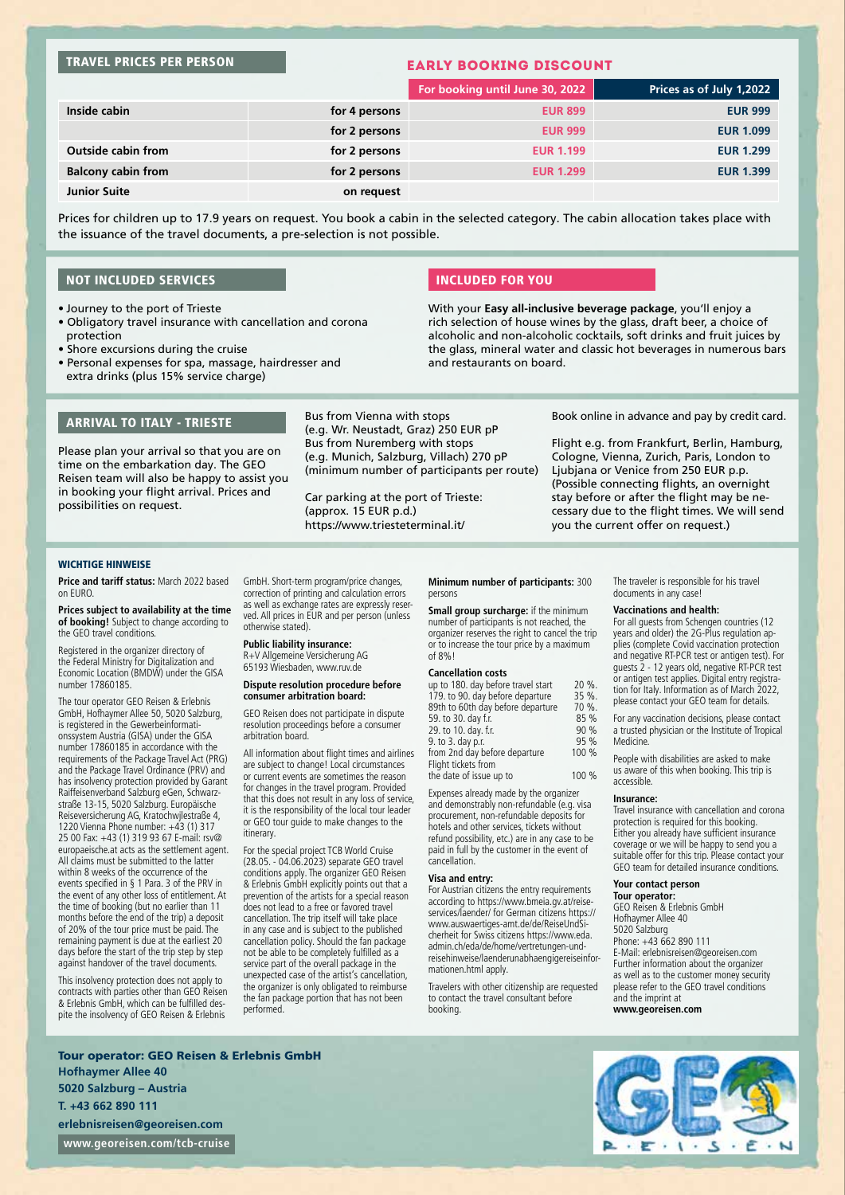## TRAVEL PRICES PER PERSON

**EARLY BOOKING DISCOUNT**

| | | For booking until June 30, 2022 | Prices as of July 1,2022 |
|---|---|---|---|
| **Inside cabin** | **for 4 persons** | **EUR 899** | **EUR 999** |
| | **for 2 persons** | **EUR 999** | **EUR 1.099** |
| **Outside cabin from** | **for 2 persons** | **EUR 1.199** | **EUR 1.299** |
| **Balcony cabin from** | **for 2 persons** | **EUR 1.299** | **EUR 1.399** |
| **Junior Suite** | **on request** | | |

Prices for children up to 17.9 years on request. You book a cabin in the selected category. The cabin allocation takes place with the issuance of the travel documents, a pre-selection is not possible.

## NOT INCLUDED SERVICES

- Journey to the port of Trieste
- Obligatory travel insurance with cancellation and corona protection
- Shore excursions during the cruise
- Personal expenses for spa, massage, hairdresser and extra drinks (plus 15% service charge)

## INCLUDED FOR YOU

With your **Easy all-inclusive beverage package**, you'll enjoy a rich selection of house wines by the glass, draft beer, a choice of alcoholic and non-alcoholic cocktails, soft drinks and fruit juices by the glass, mineral water and classic hot beverages in numerous bars and restaurants on board.

## ARRIVAL TO ITALY - TRIESTE

Please plan your arrival so that you are on time on the embarkation day. The GEO Reisen team will also be happy to assist you in booking your flight arrival. Prices and possibilities on request.

Bus from Vienna with stops (e.g. Wr. Neustadt, Graz) 250 EUR pP
Bus from Nuremberg with stops (e.g. Munich, Salzburg, Villach) 270 pP
(minimum number of participants per route)

Car parking at the port of Trieste: (approx. 15 EUR p.d.)
https://www.triesteterminal.it/

Book online in advance and pay by credit card.

Flight e.g. from Frankfurt, Berlin, Hamburg, Cologne, Vienna, Zurich, Paris, London to Ljubjana or Venice from 250 EUR p.p. (Possible connecting flights, an overnight stay before or after the flight may be necessary due to the flight times. We will send you the current offer on request.)

### WICHTIGE HINWEISE

**Price and tariff status:** March 2022 based on EURO.

**Prices subject to availability at the time of booking!** Subject to change according to the GEO travel conditions.

Registered in the organizer directory of the Federal Ministry for Digitalization and Economic Location (BMDW) under the GISA number 17860185.

The tour operator GEO Reisen & Erlebnis GmbH, Hofhaymer Allee 50, 5020 Salzburg, is registered in the Gewerbeinformationssystem Austria (GISA) under the GISA number 17860185 in accordance with the requirements of the Package Travel Act (PRG) and the Package Travel Ordinance (PRV) and has insolvency protection provided by Garant Raiffeisenverband Salzburg eGen, Schwarzstraße 13-15, 5020 Salzburg. Europäische Reiseversicherung AG, Kratochwjlestraße 4, 1220 Vienna Phone number: +43 (1) 317 25 00 Fax: +43 (1) 319 93 67 E-mail: rsv@europaeische.at acts as the settlement agent. All claims must be submitted to the latter within 8 weeks of the occurrence of the events specified in § 1 Para. 3 of the PRV in the event of any other loss of entitlement. At the time of booking (but no earlier than 11 months before the end of the trip) a deposit of 20% of the tour price must be paid. The remaining payment is due at the earliest 20 days before the start of the trip step by step against handover of the travel documents.

This insolvency protection does not apply to contracts with parties other than GEO Reisen & Erlebnis GmbH, which can be fulfilled despite the insolvency of GEO Reisen & Erlebnis GmbH. Short-term program/price changes, correction of printing and calculation errors as well as exchange rates are expressly reserved. All prices in EUR and per person (unless otherwise stated).

**Public liability insurance:**
R+V Allgemeine Versicherung AG
65193 Wiesbaden, www.ruv.de

**Dispute resolution procedure before consumer arbitration board:**

GEO Reisen does not participate in dispute resolution proceedings before a consumer arbitration board.

All information about flight times and airlines are subject to change! Local circumstances or current events are sometimes the reason for changes in the travel program. Provided that this does not result in any loss of service, it is the responsibility of the local tour leader or GEO tour guide to make changes to the itinerary.

For the special project TCB World Cruise (28.05. - 04.06.2023) separate GEO travel conditions apply. The organizer GEO Reisen & Erlebnis GmbH explicitly points out that a prevention of the artists for a special reason does not lead to a free or favored travel cancellation. The trip itself will take place in any case and is subject to the published cancellation policy. Should the fan package not be able to be completely fulfilled as a service part of the overall package in the unexpected case of the artist's cancellation, the organizer is only obligated to reimburse the fan package portion that has not been performed.

**Minimum number of participants:** 300 persons

**Small group surcharge:** if the minimum number of participants is not reached, the organizer reserves the right to cancel the trip or to increase the tour price by a maximum of 8%!

**Cancellation costs**

| | |
|---|---|
| up to 180. day before travel start | 20 %. |
| 179. to 90. day before departure | 35 %. |
| 89th to 60th day before departure | 70 %. |
| 59. to 30. day f.r. | 85 % |
| 29. to 10. day. f.r. | 90 % |
| 9. to 3. day p.r. | 95 % |
| from 2nd day before departure | 100 % |
| Flight tickets from the date of issue up to | 100 % |

Expenses already made by the organizer and demonstrably non-refundable (e.g. visa procurement, non-refundable deposits for hotels and other services, tickets without refund possibility, etc.) are in any case to be paid in full by the customer in the event of cancellation.

**Visa and entry:**
For Austrian citizens the entry requirements according to https://www.bmeia.gv.at/reise-services/laender/ for German citizens https://www.auswaertiges-amt.de/de/ReiseUndSicherheit for Swiss citizens https://www.eda.admin.ch/eda/de/home/vertretungen-und-reisehinweise/laenderunabhaengigereiseinformationen.html apply.

Travelers with other citizenship are requested to contact the travel consultant before booking.

The traveler is responsible for his travel documents in any case!

**Vaccinations and health:**
For all guests from Schengen countries (12 years and older) the 2G-Plus regulation applies (complete Covid vaccination protection and negative RT-PCR test or antigen test). For guests 2 - 12 years old, negative RT-PCR test or antigen test applies. Digital entry registration for Italy. Information as of March 2022, please contact your GEO team for details.

For any vaccination decisions, please contact a trusted physician or the Institute of Tropical Medicine.

People with disabilities are asked to make us aware of this when booking. This trip is accessible.

**Insurance:**
Travel insurance with cancellation and corona protection is required for this booking. Either you already have sufficient insurance coverage or we will be happy to send you a suitable offer for this trip. Please contact your GEO team for detailed insurance conditions.

**Your contact person**
**Tour operator:**
GEO Reisen & Erlebnis GmbH
Hofhaymer Allee 40
5020 Salzburg
Phone: +43 662 890 111
E-Mail: erlebnisreisen@georeisen.com
Further information about the organizer as well as to the customer money security please refer to the GEO travel conditions and the imprint at
**www.georeisen.com**

**Tour operator: GEO Reisen & Erlebnis GmbH**
**Hofhaymer Allee 40**
**5020 Salzburg – Austria**
**T. +43 662 890 111**
**erlebnisreisen@georeisen.com**
**www.georeisen.com/tcb-cruise**

GEO R·E·I·S·E·N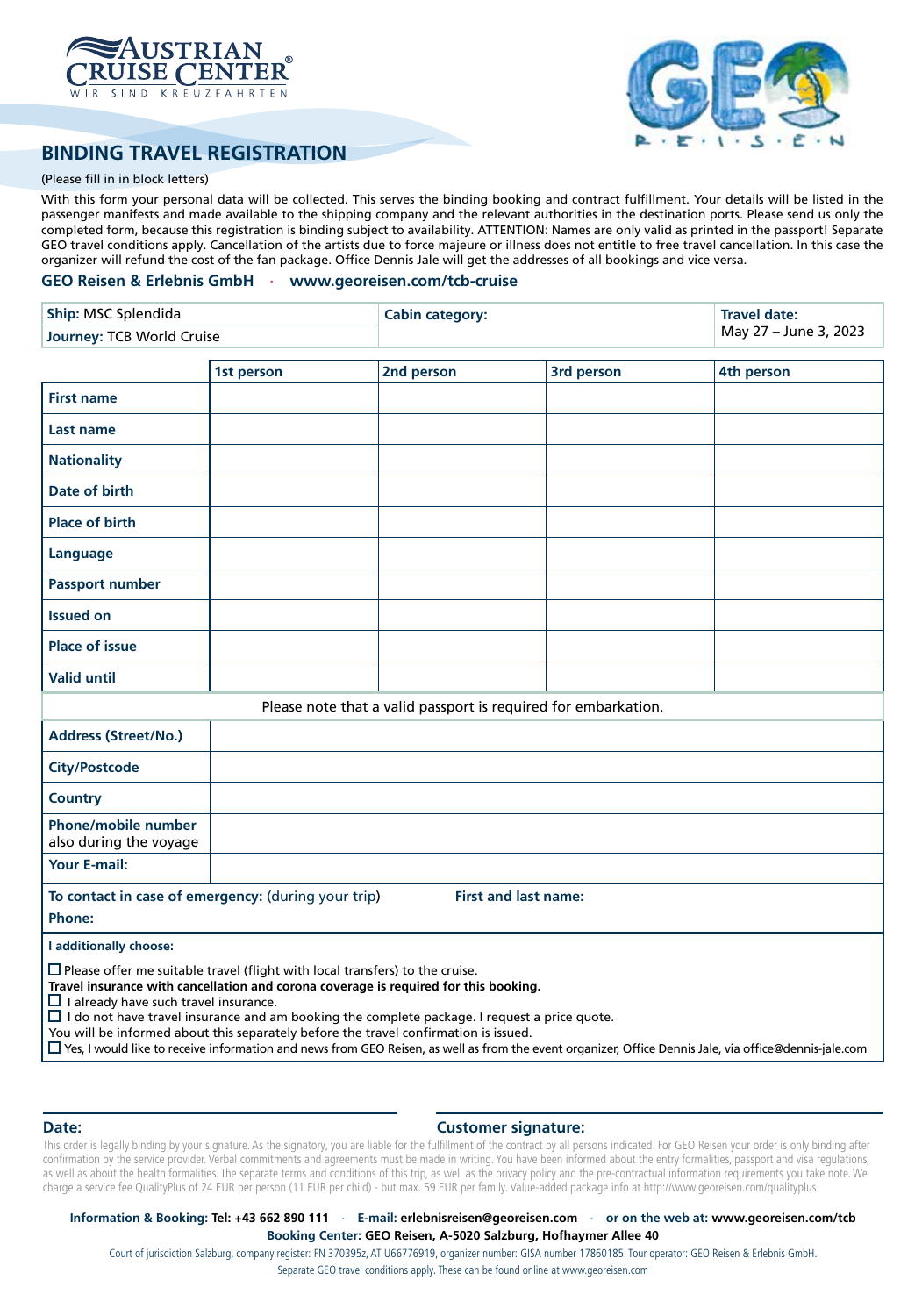AUSTRIAN CRUISE CENTER®
WIR SIND KREUZFAHRTEN

GEO R·E·I·S·E·N

# BINDING TRAVEL REGISTRATION

(Please fill in in block letters)

With this form your personal data will be collected. This serves the binding booking and contract fulfillment. Your details will be listed in the passenger manifests and made available to the shipping company and the relevant authorities in the destination ports. Please send us only the completed form, because this registration is binding subject to availability. ATTENTION: Names are only valid as printed in the passport! Separate GEO travel conditions apply. Cancellation of the artists due to force majeure or illness does not entitle to free travel cancellation. In this case the organizer will refund the cost of the fan package. Office Dennis Jale will get the addresses of all bookings and vice versa.

**GEO Reisen & Erlebnis GmbH · www.georeisen.com/tcb-cruise**

| | | |
|---|---|---|
| **Ship:** MSC Splendida | **Cabin category:** | **Travel date:** May 27 – June 3, 2023 |
| **Journey:** TCB World Cruise | | |

| | 1st person | 2nd person | 3rd person | 4th person |
|---|---|---|---|---|
| **First name** | | | | |
| **Last name** | | | | |
| **Nationality** | | | | |
| **Date of birth** | | | | |
| **Place of birth** | | | | |
| **Language** | | | | |
| **Passport number** | | | | |
| **Issued on** | | | | |
| **Place of issue** | | | | |
| **Valid until** | | | | |

Please note that a valid passport is required for embarkation.

| | |
|---|---|
| **Address (Street/No.)** | |
| **City/Postcode** | |
| **Country** | |
| **Phone/mobile number** also during the voyage | |
| **Your E-mail:** | |

**To contact in case of emergency:** (during your trip) **First and last name:**

**Phone:**

**I additionally choose:**

☐ Please offer me suitable travel (flight with local transfers) to the cruise.

**Travel insurance with cancellation and corona coverage is required for this booking.**

☐ I already have such travel insurance.

☐ I do not have travel insurance and am booking the complete package. I request a price quote.

You will be informed about this separately before the travel confirmation is issued.

☐ Yes, I would like to receive information and news from GEO Reisen, as well as from the event organizer, Office Dennis Jale, via office@dennis-jale.com

**Date:**

**Customer signature:**

This order is legally binding by your signature. As the signatory, you are liable for the fulfillment of the contract by all persons indicated. For GEO Reisen your order is only binding after confirmation by the service provider. Verbal commitments and agreements must be made in writing. You have been informed about the entry formalities, passport and visa regulations, as well as about the health formalities. The separate terms and conditions of this trip, as well as the privacy policy and the pre-contractual information requirements you take note. We charge a service fee QualityPlus of 24 EUR per person (11 EUR per child) - but max. 59 EUR per family. Value-added package info at http://www.georeisen.com/qualityplus

**Information & Booking: Tel: +43 662 890 111 · E-mail: erlebnisreisen@georeisen.com · or on the web at: www.georeisen.com/tcb**
**Booking Center: GEO Reisen, A-5020 Salzburg, Hofhaymer Allee 40**

Court of jurisdiction Salzburg, company register: FN 370395z, AT U66776919, organizer number: GISA number 17860185. Tour operator: GEO Reisen & Erlebnis GmbH.
Separate GEO travel conditions apply. These can be found online at www.georeisen.com